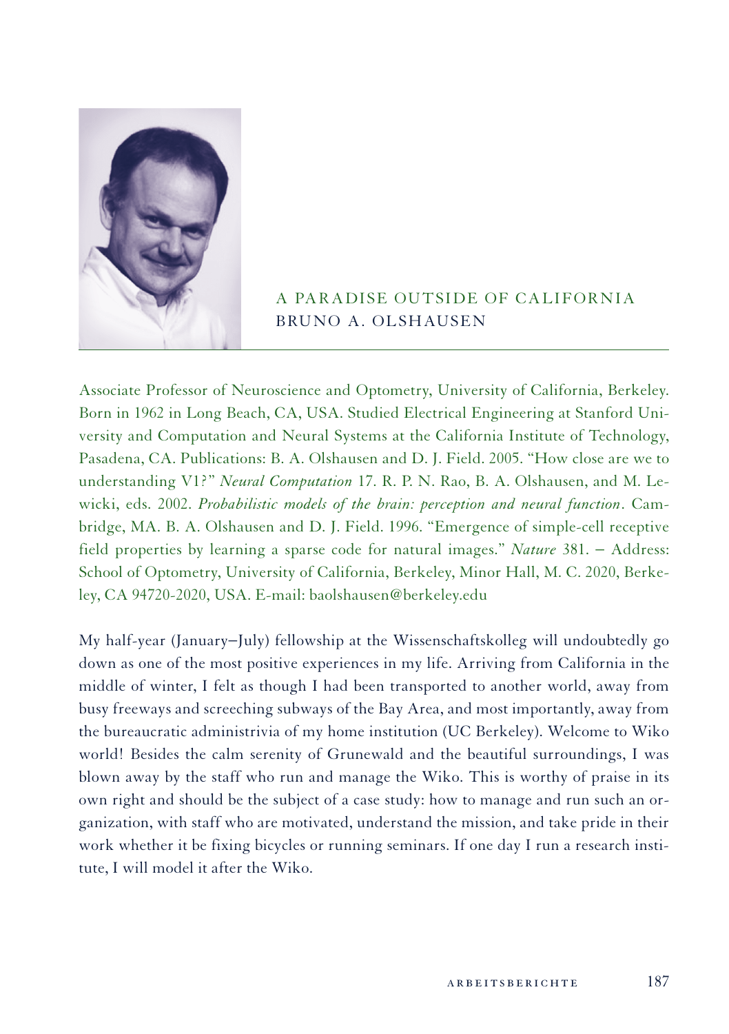# A PARADISE OUTSIDE OF CALIFORNIA
## BRUNO A. OLSHAUSEN

Associate Professor of Neuroscience and Optometry, University of California, Berkeley. Born in 1962 in Long Beach, CA, USA. Studied Electrical Engineering at Stanford University and Computation and Neural Systems at the California Institute of Technology, Pasadena, CA. Publications: B. A. Olshausen and D. J. Field. 2005. "How close are we to understanding V1?" *Neural Computation* 17. R. P. N. Rao, B. A. Olshausen, and M. Lewicki, eds. 2002. *Probabilistic models of the brain: perception and neural function*. Cambridge, MA. B. A. Olshausen and D. J. Field. 1996. "Emergence of simple-cell receptive field properties by learning a sparse code for natural images." *Nature* 381. – Address: School of Optometry, University of California, Berkeley, Minor Hall, M. C. 2020, Berkeley, CA 94720-2020, USA. E-mail: baolshausen@berkeley.edu

My half-year (January–July) fellowship at the Wissenschaftskolleg will undoubtedly go down as one of the most positive experiences in my life. Arriving from California in the middle of winter, I felt as though I had been transported to another world, away from busy freeways and screeching subways of the Bay Area, and most importantly, away from the bureaucratic administrivia of my home institution (UC Berkeley). Welcome to Wiko world! Besides the calm serenity of Grunewald and the beautiful surroundings, I was blown away by the staff who run and manage the Wiko. This is worthy of praise in its own right and should be the subject of a case study: how to manage and run such an organization, with staff who are motivated, understand the mission, and take pride in their work whether it be fixing bicycles or running seminars. If one day I run a research institute, I will model it after the Wiko.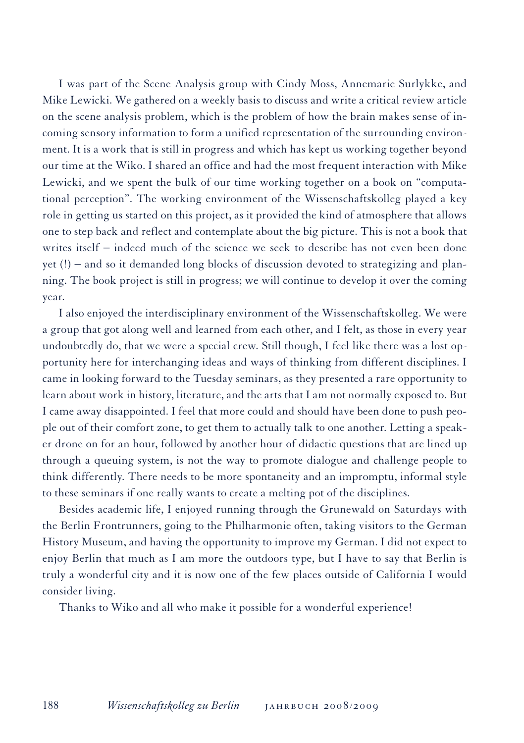I was part of the Scene Analysis group with Cindy Moss, Annemarie Surlykke, and Mike Lewicki. We gathered on a weekly basis to discuss and write a critical review article on the scene analysis problem, which is the problem of how the brain makes sense of incoming sensory information to form a unified representation of the surrounding environment. It is a work that is still in progress and which has kept us working together beyond our time at the Wiko. I shared an office and had the most frequent interaction with Mike Lewicki, and we spent the bulk of our time working together on a book on "computational perception". The working environment of the Wissenschaftskolleg played a key role in getting us started on this project, as it provided the kind of atmosphere that allows one to step back and reflect and contemplate about the big picture. This is not a book that writes itself – indeed much of the science we seek to describe has not even been done yet (!) – and so it demanded long blocks of discussion devoted to strategizing and planning. The book project is still in progress; we will continue to develop it over the coming year.

I also enjoyed the interdisciplinary environment of the Wissenschaftskolleg. We were a group that got along well and learned from each other, and I felt, as those in every year undoubtedly do, that we were a special crew. Still though, I feel like there was a lost opportunity here for interchanging ideas and ways of thinking from different disciplines. I came in looking forward to the Tuesday seminars, as they presented a rare opportunity to learn about work in history, literature, and the arts that I am not normally exposed to. But I came away disappointed. I feel that more could and should have been done to push people out of their comfort zone, to get them to actually talk to one another. Letting a speaker drone on for an hour, followed by another hour of didactic questions that are lined up through a queuing system, is not the way to promote dialogue and challenge people to think differently. There needs to be more spontaneity and an impromptu, informal style to these seminars if one really wants to create a melting pot of the disciplines.

Besides academic life, I enjoyed running through the Grunewald on Saturdays with the Berlin Frontrunners, going to the Philharmonie often, taking visitors to the German History Museum, and having the opportunity to improve my German. I did not expect to enjoy Berlin that much as I am more the outdoors type, but I have to say that Berlin is truly a wonderful city and it is now one of the few places outside of California I would consider living.

Thanks to Wiko and all who make it possible for a wonderful experience!